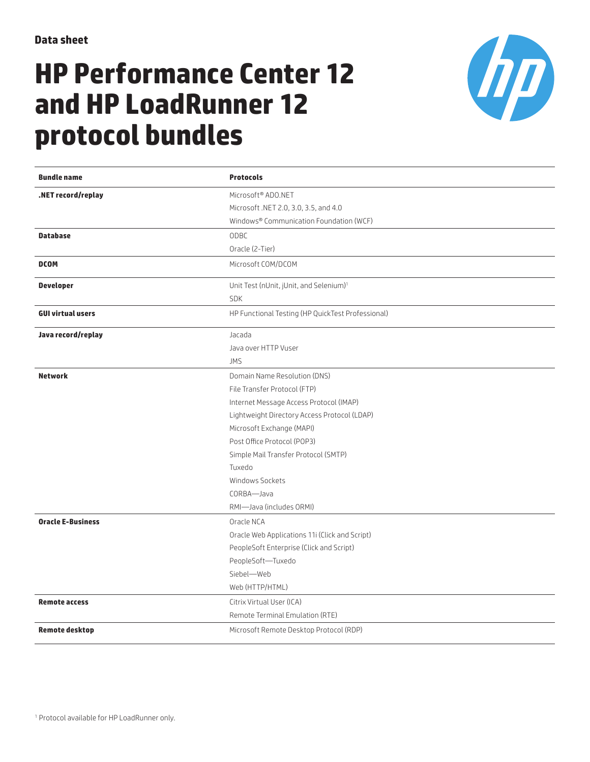Data sheet

# HP Performance Center 12 and HP LoadRunner 12 protocol bundles

| Bundle name | Protocols |
| --- | --- |
| **.NET record/replay** | Microsoft® ADO.NET |
| | Microsoft .NET 2.0, 3.0, 3.5, and 4.0 |
| | Windows® Communication Foundation (WCF) |
| **Database** | ODBC |
| | Oracle (2-Tier) |
| **DCOM** | Microsoft COM/DCOM |
| **Developer** | Unit Test (nUnit, jUnit, and Selenium)[1] |
| | SDK |
| **GUI virtual users** | HP Functional Testing (HP QuickTest Professional) |
| **Java record/replay** | Jacada |
| | Java over HTTP Vuser |
| | JMS |
| **Network** | Domain Name Resolution (DNS) |
| | File Transfer Protocol (FTP) |
| | Internet Message Access Protocol (IMAP) |
| | Lightweight Directory Access Protocol (LDAP) |
| | Microsoft Exchange (MAPI) |
| | Post Office Protocol (POP3) |
| | Simple Mail Transfer Protocol (SMTP) |
| | Tuxedo |
| | Windows Sockets |
| | CORBA—Java |
| | RMI—Java (includes ORMI) |
| **Oracle E-Business** | Oracle NCA |
| | Oracle Web Applications 11i (Click and Script) |
| | PeopleSoft Enterprise (Click and Script) |
| | PeopleSoft—Tuxedo |
| | Siebel—Web |
| | Web (HTTP/HTML) |
| **Remote access** | Citrix Virtual User (ICA) |
| | Remote Terminal Emulation (RTE) |
| **Remote desktop** | Microsoft Remote Desktop Protocol (RDP) |

[1] Protocol available for HP LoadRunner only.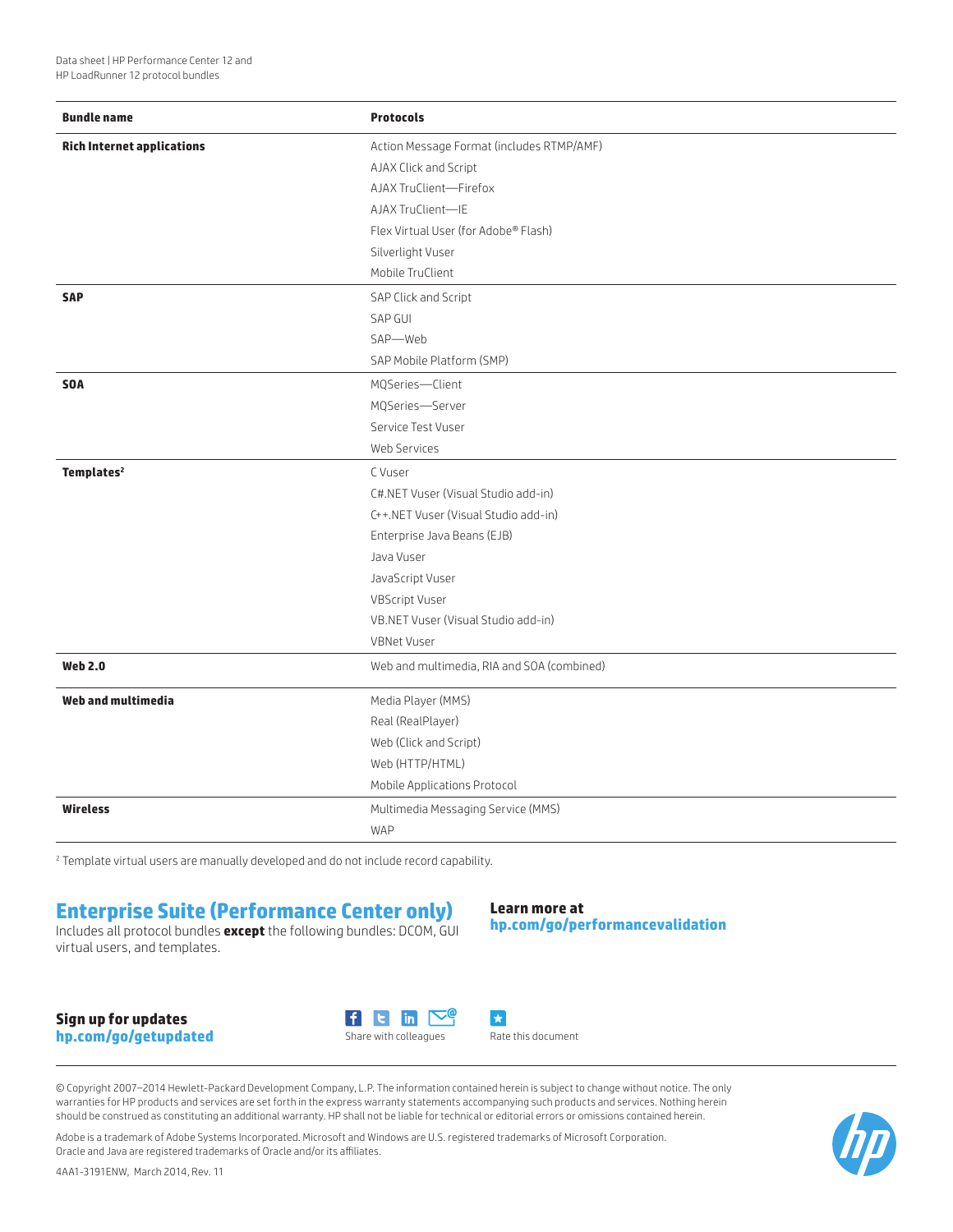| Bundle name | Protocols |
| --- | --- |
| **Rich Internet applications** | Action Message Format (includes RTMP/AMF) |
| | AJAX Click and Script |
| | AJAX TruClient—Firefox |
| | AJAX TruClient—IE |
| | Flex Virtual User (for Adobe® Flash) |
| | Silverlight Vuser |
| | Mobile TruClient |
| **SAP** | SAP Click and Script |
| | SAP GUI |
| | SAP—Web |
| | SAP Mobile Platform (SMP) |
| **SOA** | MQSeries—Client |
| | MQSeries—Server |
| | Service Test Vuser |
| | Web Services |
| **Templates**[2] | C Vuser |
| | C#.NET Vuser (Visual Studio add-in) |
| | C++.NET Vuser (Visual Studio add-in) |
| | Enterprise Java Beans (EJB) |
| | Java Vuser |
| | JavaScript Vuser |
| | VBScript Vuser |
| | VB.NET Vuser (Visual Studio add-in) |
| | VBNet Vuser |
| **Web 2.0** | Web and multimedia, RIA and SOA (combined) |
| **Web and multimedia** | Media Player (MMS) |
| | Real (RealPlayer) |
| | Web (Click and Script) |
| | Web (HTTP/HTML) |
| | Mobile Applications Protocol |
| **Wireless** | Multimedia Messaging Service (MMS) |
| | WAP |

[2] Template virtual users are manually developed and do not include record capability.

## Enterprise Suite (Performance Center only)

Includes all protocol bundles **except** the following bundles: DCOM, GUI virtual users, and templates.

**Learn more at**
**hp.com/go/performancevalidation**

**Sign up for updates**
**hp.com/go/getupdated**

Share with colleagues

Rate this document

© Copyright 2007–2014 Hewlett-Packard Development Company, L.P. The information contained herein is subject to change without notice. The only warranties for HP products and services are set forth in the express warranty statements accompanying such products and services. Nothing herein should be construed as constituting an additional warranty. HP shall not be liable for technical or editorial errors or omissions contained herein.

Adobe is a trademark of Adobe Systems Incorporated. Microsoft and Windows are U.S. registered trademarks of Microsoft Corporation. Oracle and Java are registered trademarks of Oracle and/or its affiliates.

4AA1-3191ENW, March 2014, Rev. 11